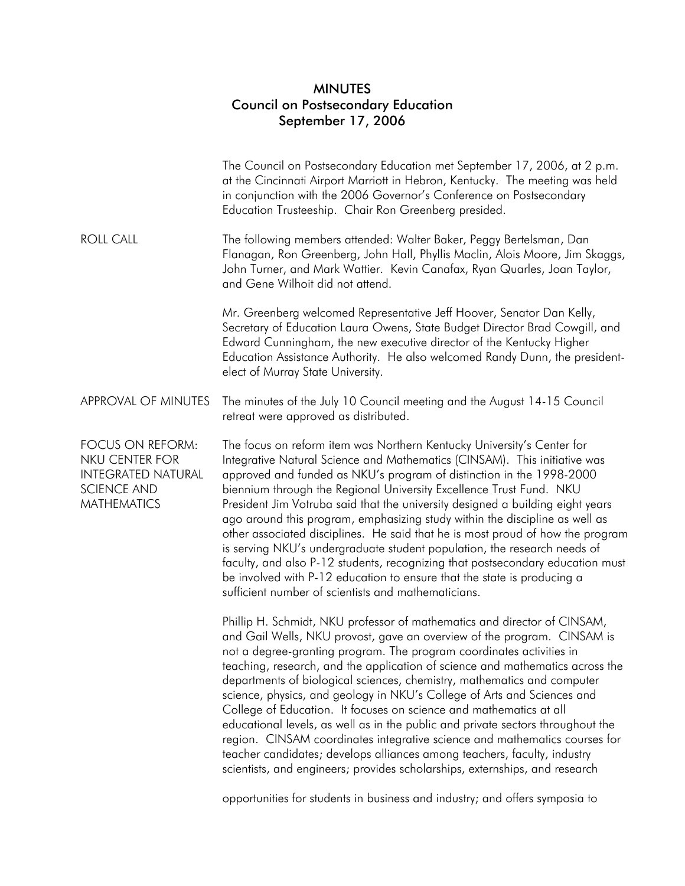# MINUTES
## Council on Postsecondary Education
### September 17, 2006

The Council on Postsecondary Education met September 17, 2006, at 2 p.m. at the Cincinnati Airport Marriott in Hebron, Kentucky. The meeting was held in conjunction with the 2006 Governor's Conference on Postsecondary Education Trusteeship. Chair Ron Greenberg presided.

**ROLL CALL**

The following members attended: Walter Baker, Peggy Bertelsman, Dan Flanagan, Ron Greenberg, John Hall, Phyllis Maclin, Alois Moore, Jim Skaggs, John Turner, and Mark Wattier. Kevin Canafax, Ryan Quarles, Joan Taylor, and Gene Wilhoit did not attend.

Mr. Greenberg welcomed Representative Jeff Hoover, Senator Dan Kelly, Secretary of Education Laura Owens, State Budget Director Brad Cowgill, and Edward Cunningham, the new executive director of the Kentucky Higher Education Assistance Authority. He also welcomed Randy Dunn, the president-elect of Murray State University.

**APPROVAL OF MINUTES**

The minutes of the July 10 Council meeting and the August 14-15 Council retreat were approved as distributed.

**FOCUS ON REFORM: NKU CENTER FOR INTEGRATED NATURAL SCIENCE AND MATHEMATICS**

The focus on reform item was Northern Kentucky University's Center for Integrative Natural Science and Mathematics (CINSAM). This initiative was approved and funded as NKU's program of distinction in the 1998-2000 biennium through the Regional University Excellence Trust Fund. NKU President Jim Votruba said that the university designed a building eight years ago around this program, emphasizing study within the discipline as well as other associated disciplines. He said that he is most proud of how the program is serving NKU's undergraduate student population, the research needs of faculty, and also P-12 students, recognizing that postsecondary education must be involved with P-12 education to ensure that the state is producing a sufficient number of scientists and mathematicians.

Phillip H. Schmidt, NKU professor of mathematics and director of CINSAM, and Gail Wells, NKU provost, gave an overview of the program. CINSAM is not a degree-granting program. The program coordinates activities in teaching, research, and the application of science and mathematics across the departments of biological sciences, chemistry, mathematics and computer science, physics, and geology in NKU's College of Arts and Sciences and College of Education. It focuses on science and mathematics at all educational levels, as well as in the public and private sectors throughout the region. CINSAM coordinates integrative science and mathematics courses for teacher candidates; develops alliances among teachers, faculty, industry scientists, and engineers; provides scholarships, externships, and research

opportunities for students in business and industry; and offers symposia to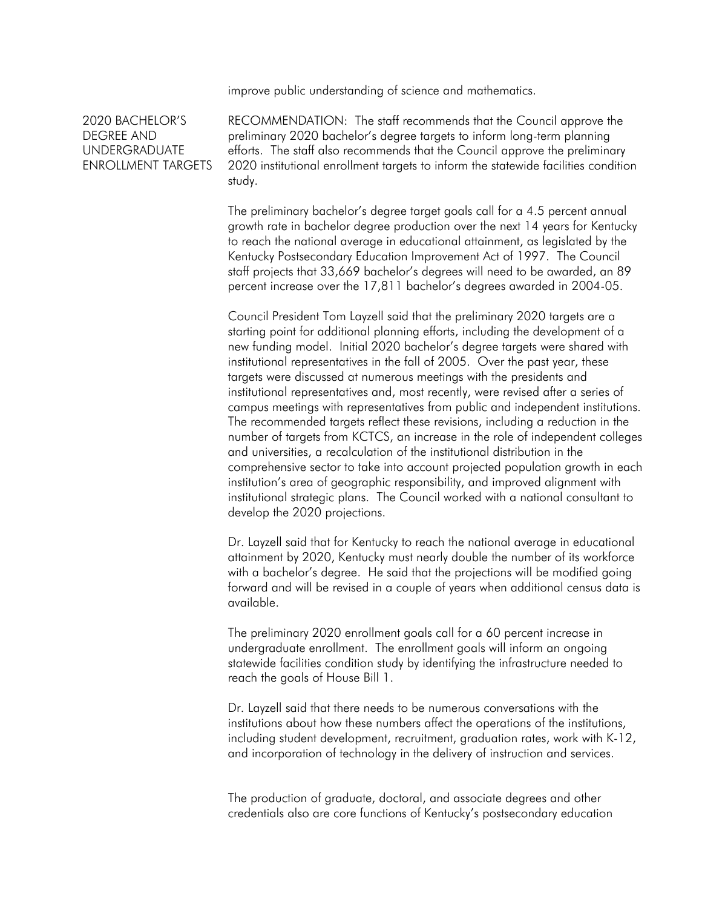improve public understanding of science and mathematics.

## 2020 BACHELOR'S DEGREE AND UNDERGRADUATE ENROLLMENT TARGETS

RECOMMENDATION: The staff recommends that the Council approve the preliminary 2020 bachelor's degree targets to inform long-term planning efforts. The staff also recommends that the Council approve the preliminary 2020 institutional enrollment targets to inform the statewide facilities condition study.

The preliminary bachelor's degree target goals call for a 4.5 percent annual growth rate in bachelor degree production over the next 14 years for Kentucky to reach the national average in educational attainment, as legislated by the Kentucky Postsecondary Education Improvement Act of 1997. The Council staff projects that 33,669 bachelor's degrees will need to be awarded, an 89 percent increase over the 17,811 bachelor's degrees awarded in 2004-05.

Council President Tom Layzell said that the preliminary 2020 targets are a starting point for additional planning efforts, including the development of a new funding model. Initial 2020 bachelor's degree targets were shared with institutional representatives in the fall of 2005. Over the past year, these targets were discussed at numerous meetings with the presidents and institutional representatives and, most recently, were revised after a series of campus meetings with representatives from public and independent institutions. The recommended targets reflect these revisions, including a reduction in the number of targets from KCTCS, an increase in the role of independent colleges and universities, a recalculation of the institutional distribution in the comprehensive sector to take into account projected population growth in each institution's area of geographic responsibility, and improved alignment with institutional strategic plans. The Council worked with a national consultant to develop the 2020 projections.

Dr. Layzell said that for Kentucky to reach the national average in educational attainment by 2020, Kentucky must nearly double the number of its workforce with a bachelor's degree. He said that the projections will be modified going forward and will be revised in a couple of years when additional census data is available.

The preliminary 2020 enrollment goals call for a 60 percent increase in undergraduate enrollment. The enrollment goals will inform an ongoing statewide facilities condition study by identifying the infrastructure needed to reach the goals of House Bill 1.

Dr. Layzell said that there needs to be numerous conversations with the institutions about how these numbers affect the operations of the institutions, including student development, recruitment, graduation rates, work with K-12, and incorporation of technology in the delivery of instruction and services.

The production of graduate, doctoral, and associate degrees and other credentials also are core functions of Kentucky's postsecondary education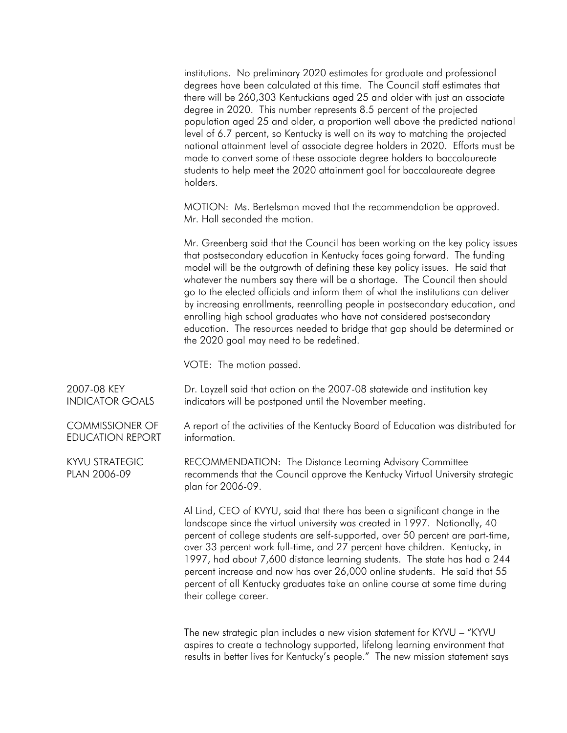institutions. No preliminary 2020 estimates for graduate and professional degrees have been calculated at this time. The Council staff estimates that there will be 260,303 Kentuckians aged 25 and older with just an associate degree in 2020. This number represents 8.5 percent of the projected population aged 25 and older, a proportion well above the predicted national level of 6.7 percent, so Kentucky is well on its way to matching the projected national attainment level of associate degree holders in 2020. Efforts must be made to convert some of these associate degree holders to baccalaureate students to help meet the 2020 attainment goal for baccalaureate degree holders.

MOTION: Ms. Bertelsman moved that the recommendation be approved. Mr. Hall seconded the motion.

Mr. Greenberg said that the Council has been working on the key policy issues that postsecondary education in Kentucky faces going forward. The funding model will be the outgrowth of defining these key policy issues. He said that whatever the numbers say there will be a shortage. The Council then should go to the elected officials and inform them of what the institutions can deliver by increasing enrollments, reenrolling people in postsecondary education, and enrolling high school graduates who have not considered postsecondary education. The resources needed to bridge that gap should be determined or the 2020 goal may need to be redefined.

VOTE: The motion passed.

**2007-08 KEY INDICATOR GOALS**

Dr. Layzell said that action on the 2007-08 statewide and institution key indicators will be postponed until the November meeting.

**COMMISSIONER OF EDUCATION REPORT**

A report of the activities of the Kentucky Board of Education was distributed for information.

**KYVU STRATEGIC PLAN 2006-09**

RECOMMENDATION: The Distance Learning Advisory Committee recommends that the Council approve the Kentucky Virtual University strategic plan for 2006-09.

Al Lind, CEO of KYVU, said that there has been a significant change in the landscape since the virtual university was created in 1997. Nationally, 40 percent of college students are self-supported, over 50 percent are part-time, over 33 percent work full-time, and 27 percent have children. Kentucky, in 1997, had about 7,600 distance learning students. The state has had a 244 percent increase and now has over 26,000 online students. He said that 55 percent of all Kentucky graduates take an online course at some time during their college career.

The new strategic plan includes a new vision statement for KYVU – "KYVU aspires to create a technology supported, lifelong learning environment that results in better lives for Kentucky's people." The new mission statement says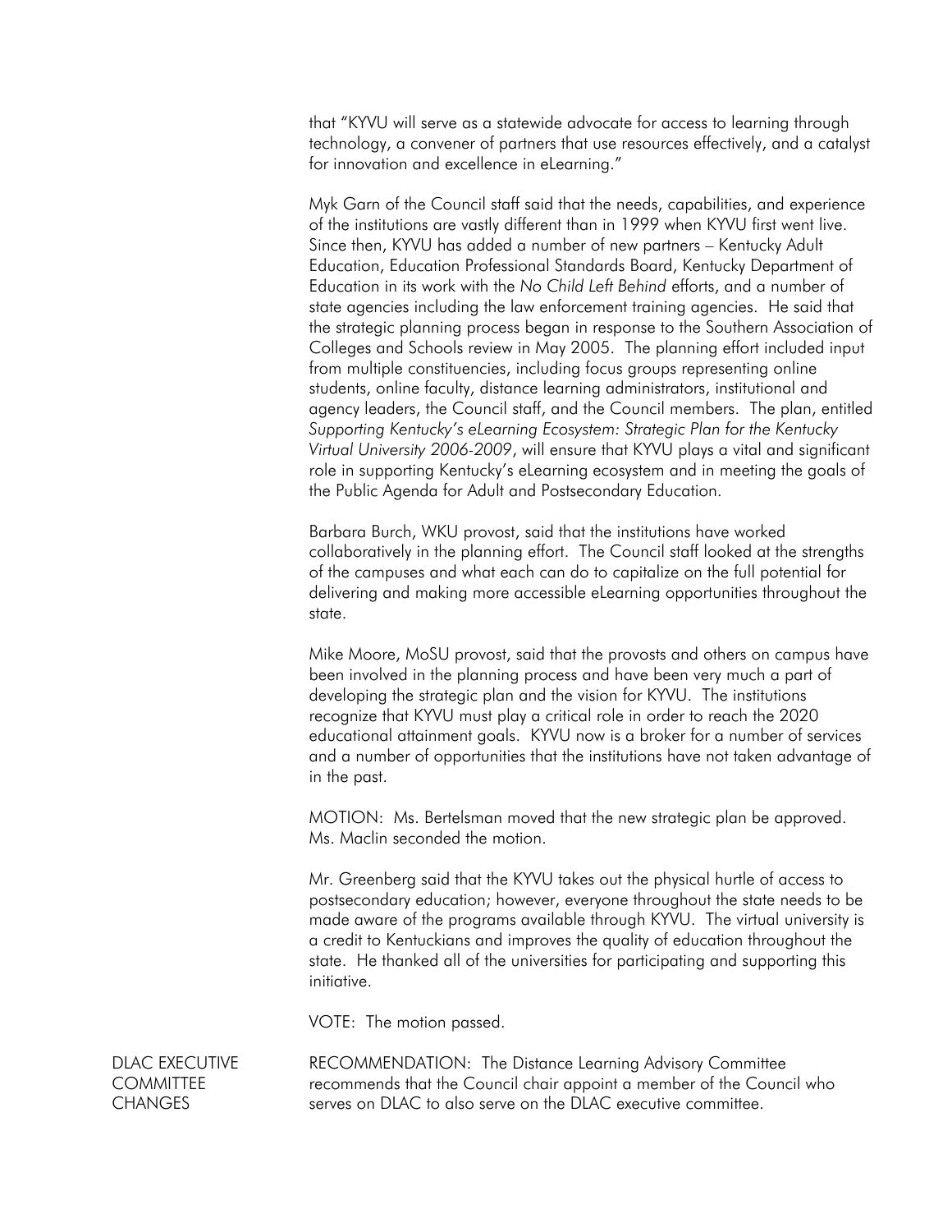that "KYVU will serve as a statewide advocate for access to learning through technology, a convener of partners that use resources effectively, and a catalyst for innovation and excellence in eLearning."

Myk Garn of the Council staff said that the needs, capabilities, and experience of the institutions are vastly different than in 1999 when KYVU first went live. Since then, KYVU has added a number of new partners – Kentucky Adult Education, Education Professional Standards Board, Kentucky Department of Education in its work with the *No Child Left Behind* efforts, and a number of state agencies including the law enforcement training agencies. He said that the strategic planning process began in response to the Southern Association of Colleges and Schools review in May 2005. The planning effort included input from multiple constituencies, including focus groups representing online students, online faculty, distance learning administrators, institutional and agency leaders, the Council staff, and the Council members. The plan, entitled *Supporting Kentucky's eLearning Ecosystem: Strategic Plan for the Kentucky Virtual University 2006-2009*, will ensure that KYVU plays a vital and significant role in supporting Kentucky's eLearning ecosystem and in meeting the goals of the Public Agenda for Adult and Postsecondary Education.

Barbara Burch, WKU provost, said that the institutions have worked collaboratively in the planning effort. The Council staff looked at the strengths of the campuses and what each can do to capitalize on the full potential for delivering and making more accessible eLearning opportunities throughout the state.

Mike Moore, MoSU provost, said that the provosts and others on campus have been involved in the planning process and have been very much a part of developing the strategic plan and the vision for KYVU. The institutions recognize that KYVU must play a critical role in order to reach the 2020 educational attainment goals. KYVU now is a broker for a number of services and a number of opportunities that the institutions have not taken advantage of in the past.

MOTION: Ms. Bertelsman moved that the new strategic plan be approved. Ms. Maclin seconded the motion.

Mr. Greenberg said that the KYVU takes out the physical hurtle of access to postsecondary education; however, everyone throughout the state needs to be made aware of the programs available through KYVU. The virtual university is a credit to Kentuckians and improves the quality of education throughout the state. He thanked all of the universities for participating and supporting this initiative.

VOTE: The motion passed.

## DLAC EXECUTIVE COMMITTEE CHANGES

RECOMMENDATION: The Distance Learning Advisory Committee recommends that the Council chair appoint a member of the Council who serves on DLAC to also serve on the DLAC executive committee.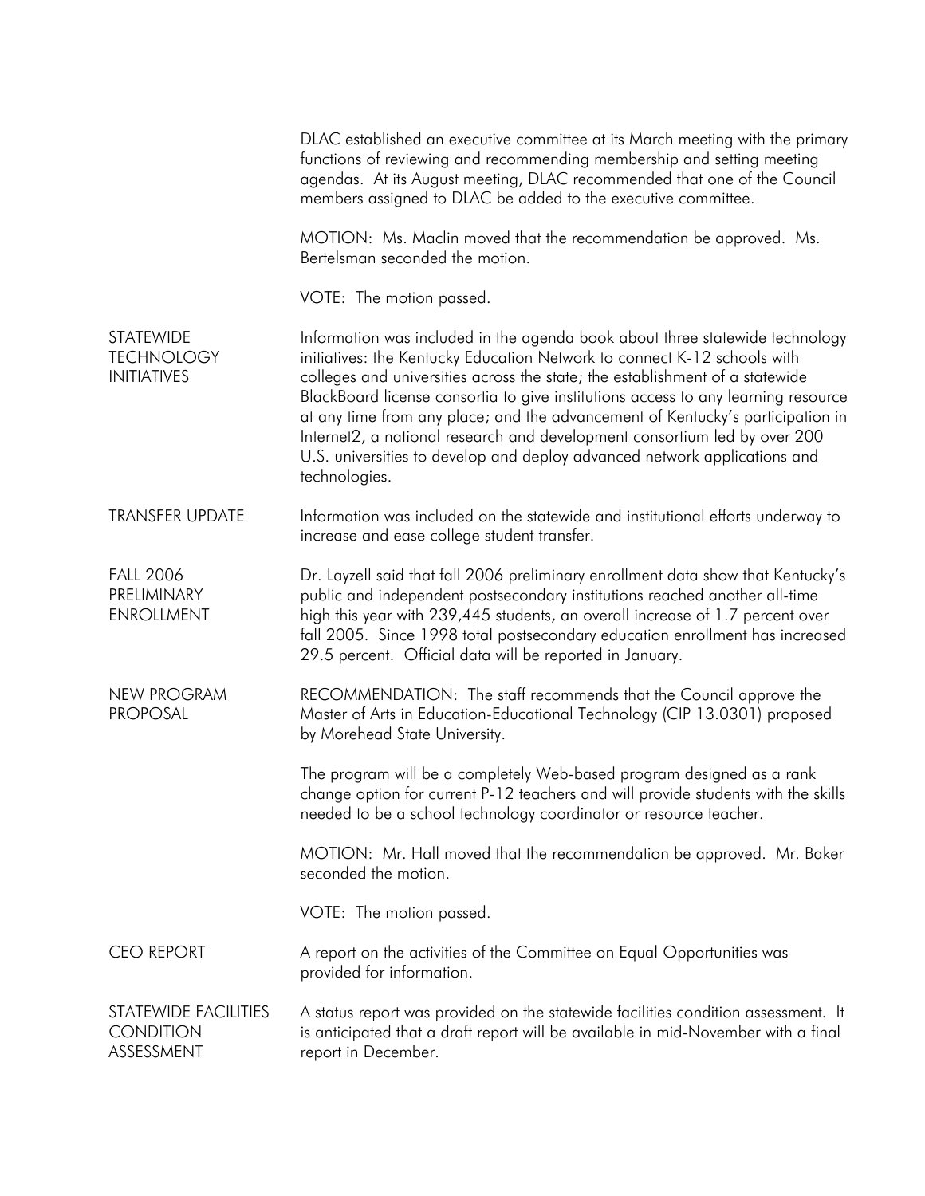DLAC established an executive committee at its March meeting with the primary functions of reviewing and recommending membership and setting meeting agendas. At its August meeting, DLAC recommended that one of the Council members assigned to DLAC be added to the executive committee.

MOTION: Ms. Maclin moved that the recommendation be approved. Ms. Bertelsman seconded the motion.

VOTE: The motion passed.

**STATEWIDE TECHNOLOGY INITIATIVES**

Information was included in the agenda book about three statewide technology initiatives: the Kentucky Education Network to connect K-12 schools with colleges and universities across the state; the establishment of a statewide BlackBoard license consortia to give institutions access to any learning resource at any time from any place; and the advancement of Kentucky's participation in Internet2, a national research and development consortium led by over 200 U.S. universities to develop and deploy advanced network applications and technologies.

**TRANSFER UPDATE**

Information was included on the statewide and institutional efforts underway to increase and ease college student transfer.

**FALL 2006 PRELIMINARY ENROLLMENT**

Dr. Layzell said that fall 2006 preliminary enrollment data show that Kentucky's public and independent postsecondary institutions reached another all-time high this year with 239,445 students, an overall increase of 1.7 percent over fall 2005. Since 1998 total postsecondary education enrollment has increased 29.5 percent. Official data will be reported in January.

**NEW PROGRAM PROPOSAL**

RECOMMENDATION: The staff recommends that the Council approve the Master of Arts in Education-Educational Technology (CIP 13.0301) proposed by Morehead State University.

The program will be a completely Web-based program designed as a rank change option for current P-12 teachers and will provide students with the skills needed to be a school technology coordinator or resource teacher.

MOTION: Mr. Hall moved that the recommendation be approved. Mr. Baker seconded the motion.

VOTE: The motion passed.

**CEO REPORT**

A report on the activities of the Committee on Equal Opportunities was provided for information.

**STATEWIDE FACILITIES CONDITION ASSESSMENT**

A status report was provided on the statewide facilities condition assessment. It is anticipated that a draft report will be available in mid-November with a final report in December.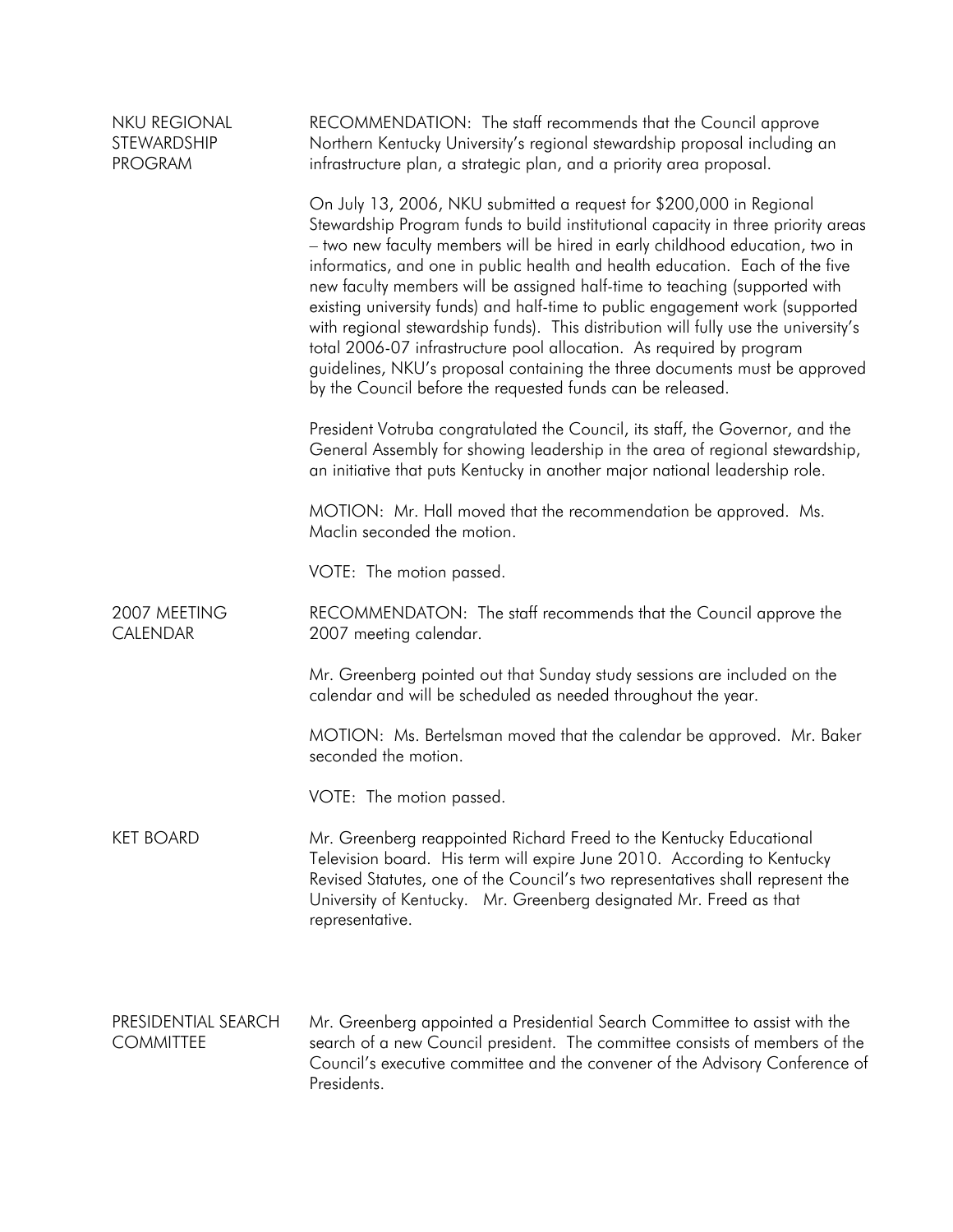## NKU REGIONAL STEWARDSHIP PROGRAM

RECOMMENDATION: The staff recommends that the Council approve Northern Kentucky University's regional stewardship proposal including an infrastructure plan, a strategic plan, and a priority area proposal.

On July 13, 2006, NKU submitted a request for $200,000 in Regional Stewardship Program funds to build institutional capacity in three priority areas – two new faculty members will be hired in early childhood education, two in informatics, and one in public health and health education. Each of the five new faculty members will be assigned half-time to teaching (supported with existing university funds) and half-time to public engagement work (supported with regional stewardship funds). This distribution will fully use the university's total 2006-07 infrastructure pool allocation. As required by program guidelines, NKU's proposal containing the three documents must be approved by the Council before the requested funds can be released.

President Votruba congratulated the Council, its staff, the Governor, and the General Assembly for showing leadership in the area of regional stewardship, an initiative that puts Kentucky in another major national leadership role.

MOTION: Mr. Hall moved that the recommendation be approved. Ms. Maclin seconded the motion.

VOTE: The motion passed.

## 2007 MEETING CALENDAR

RECOMMENDATON: The staff recommends that the Council approve the 2007 meeting calendar.

Mr. Greenberg pointed out that Sunday study sessions are included on the calendar and will be scheduled as needed throughout the year.

MOTION: Ms. Bertelsman moved that the calendar be approved. Mr. Baker seconded the motion.

VOTE: The motion passed.

## KET BOARD

Mr. Greenberg reappointed Richard Freed to the Kentucky Educational Television board. His term will expire June 2010. According to Kentucky Revised Statutes, one of the Council's two representatives shall represent the University of Kentucky. Mr. Greenberg designated Mr. Freed as that representative.

## PRESIDENTIAL SEARCH COMMITTEE

Mr. Greenberg appointed a Presidential Search Committee to assist with the search of a new Council president. The committee consists of members of the Council's executive committee and the convener of the Advisory Conference of Presidents.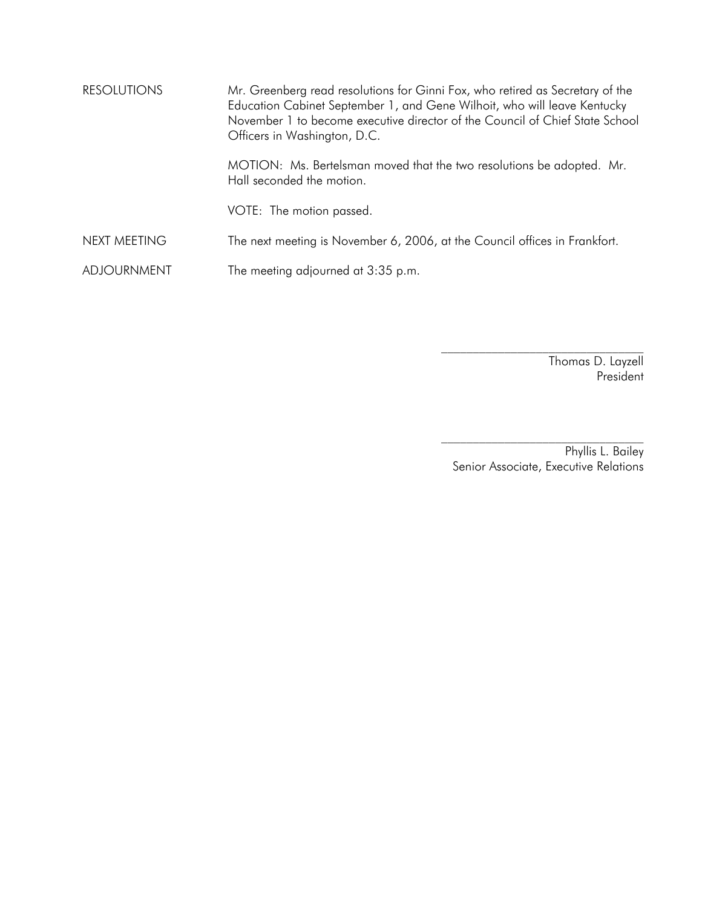RESOLUTIONS

Mr. Greenberg read resolutions for Ginni Fox, who retired as Secretary of the Education Cabinet September 1, and Gene Wilhoit, who will leave Kentucky November 1 to become executive director of the Council of Chief State School Officers in Washington, D.C.

MOTION: Ms. Bertelsman moved that the two resolutions be adopted. Mr. Hall seconded the motion.

VOTE: The motion passed.

NEXT MEETING

The next meeting is November 6, 2006, at the Council offices in Frankfort.

ADJOURNMENT

The meeting adjourned at 3:35 p.m.

\_\_\_\_\_\_\_\_\_\_\_\_\_\_\_\_\_\_\_\_\_\_\_\_\_\_\_\_\_\_\_\_

Thomas D. Layzell
President

\_\_\_\_\_\_\_\_\_\_\_\_\_\_\_\_\_\_\_\_\_\_\_\_\_\_\_\_\_\_\_\_

Phyllis L. Bailey
Senior Associate, Executive Relations